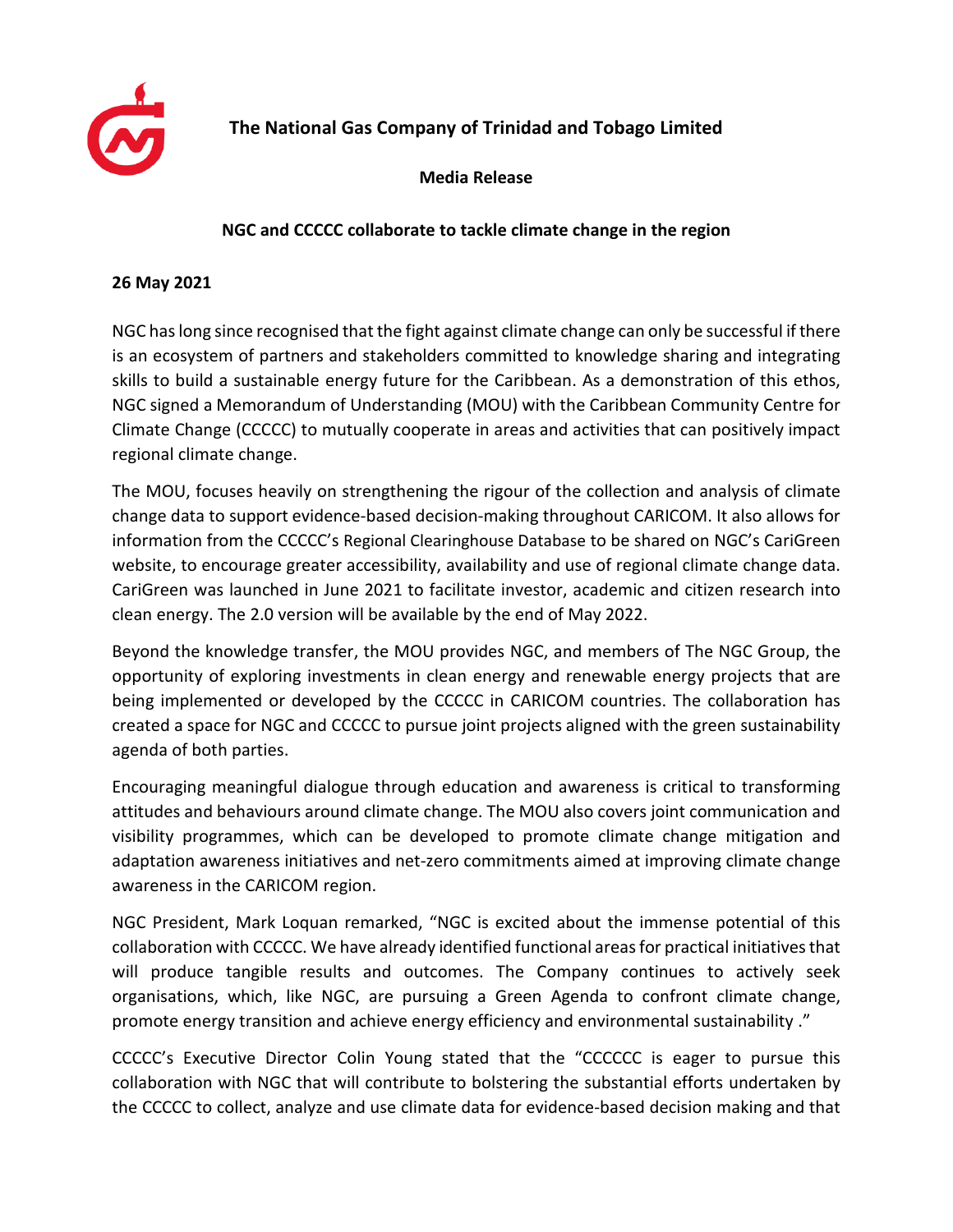# The National Gas Company of Trinidad and Tobago Limited

## Media Release

### NGC and CCCCC collaborate to tackle climate change in the region

**26 May 2021**

NGC has long since recognised that the fight against climate change can only be successful if there is an ecosystem of partners and stakeholders committed to knowledge sharing and integrating skills to build a sustainable energy future for the Caribbean. As a demonstration of this ethos, NGC signed a Memorandum of Understanding (MOU) with the Caribbean Community Centre for Climate Change (CCCCC) to mutually cooperate in areas and activities that can positively impact regional climate change.

The MOU, focuses heavily on strengthening the rigour of the collection and analysis of climate change data to support evidence-based decision-making throughout CARICOM. It also allows for information from the CCCCC's Regional Clearinghouse Database to be shared on NGC's CariGreen website, to encourage greater accessibility, availability and use of regional climate change data. CariGreen was launched in June 2021 to facilitate investor, academic and citizen research into clean energy. The 2.0 version will be available by the end of May 2022.

Beyond the knowledge transfer, the MOU provides NGC, and members of The NGC Group, the opportunity of exploring investments in clean energy and renewable energy projects that are being implemented or developed by the CCCCC in CARICOM countries. The collaboration has created a space for NGC and CCCCC to pursue joint projects aligned with the green sustainability agenda of both parties.

Encouraging meaningful dialogue through education and awareness is critical to transforming attitudes and behaviours around climate change. The MOU also covers joint communication and visibility programmes, which can be developed to promote climate change mitigation and adaptation awareness initiatives and net-zero commitments aimed at improving climate change awareness in the CARICOM region.

NGC President, Mark Loquan remarked, "NGC is excited about the immense potential of this collaboration with CCCCC. We have already identified functional areas for practical initiatives that will produce tangible results and outcomes. The Company continues to actively seek organisations, which, like NGC, are pursuing a Green Agenda to confront climate change, promote energy transition and achieve energy efficiency and environmental sustainability ."

CCCCC's Executive Director Colin Young stated that the "CCCCCC is eager to pursue this collaboration with NGC that will contribute to bolstering the substantial efforts undertaken by the CCCCC to collect, analyze and use climate data for evidence-based decision making and that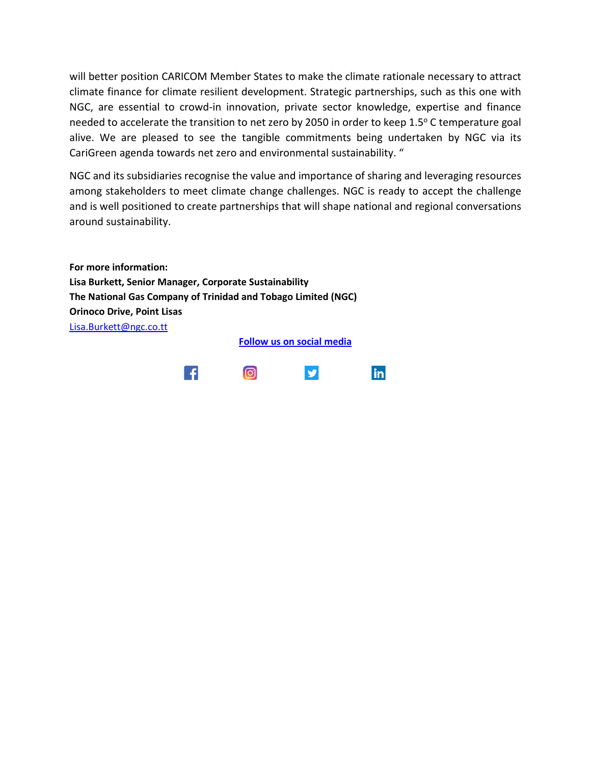will better position CARICOM Member States to make the climate rationale necessary to attract climate finance for climate resilient development. Strategic partnerships, such as this one with NGC, are essential to crowd-in innovation, private sector knowledge, expertise and finance needed to accelerate the transition to net zero by 2050 in order to keep 1.5$^{o}$ C temperature goal alive. We are pleased to see the tangible commitments being undertaken by NGC via its CariGreen agenda towards net zero and environmental sustainability. "

NGC and its subsidiaries recognise the value and importance of sharing and leveraging resources among stakeholders to meet climate change challenges. NGC is ready to accept the challenge and is well positioned to create partnerships that will shape national and regional conversations around sustainability.

**For more information:**
**Lisa Burkett, Senior Manager, Corporate Sustainability**
**The National Gas Company of Trinidad and Tobago Limited (NGC)**
**Orinoco Drive, Point Lisas**
Lisa.Burkett@ngc.co.tt

**Follow us on social media**